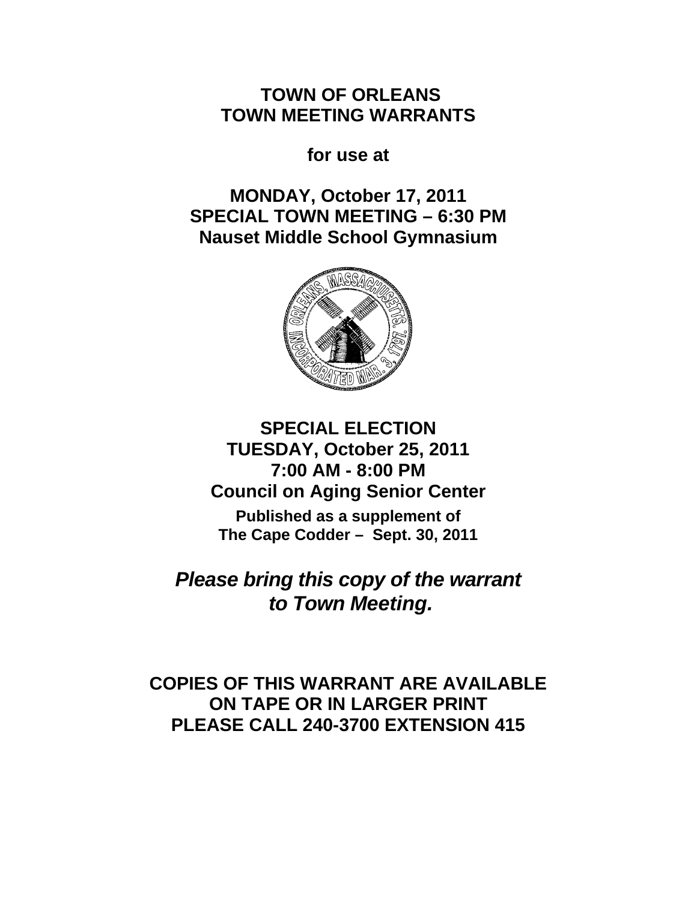# TOWN OF ORLEANS
# TOWN MEETING WARRANTS

**for use at**

## MONDAY, October 17, 2011
## SPECIAL TOWN MEETING – 6:30 PM
## Nauset Middle School Gymnasium

## SPECIAL ELECTION
## TUESDAY, October 25, 2011
## 7:00 AM - 8:00 PM
## Council on Aging Senior Center

**Published as a supplement of**
**The Cape Codder – Sept. 30, 2011**

***Please bring this copy of the warrant to Town Meeting.***

**COPIES OF THIS WARRANT ARE AVAILABLE ON TAPE OR IN LARGER PRINT PLEASE CALL 240-3700 EXTENSION 415**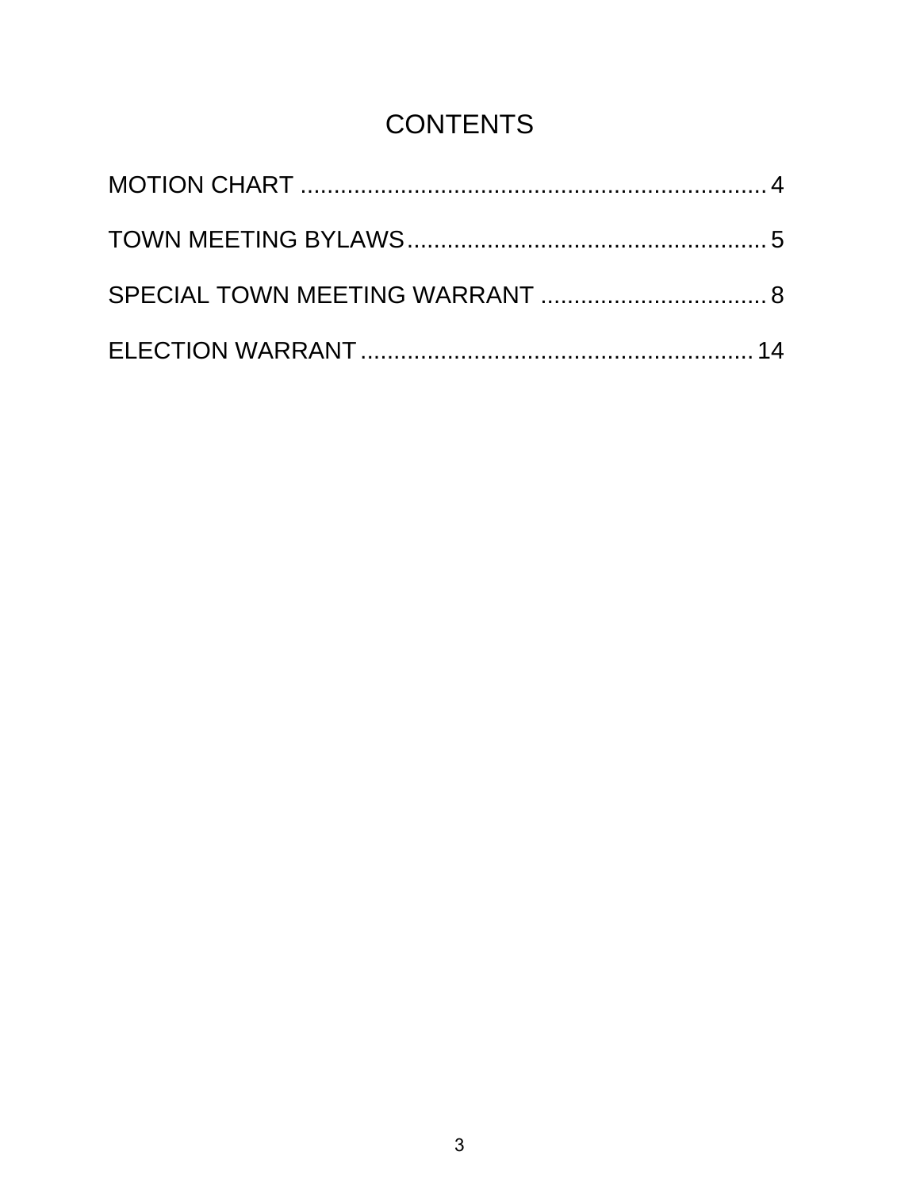# CONTENTS

MOTION CHART ........................................................................ 4

TOWN MEETING BYLAWS ...................................................... 5

SPECIAL TOWN MEETING WARRANT .................................. 8

ELECTION WARRANT ........................................................... 14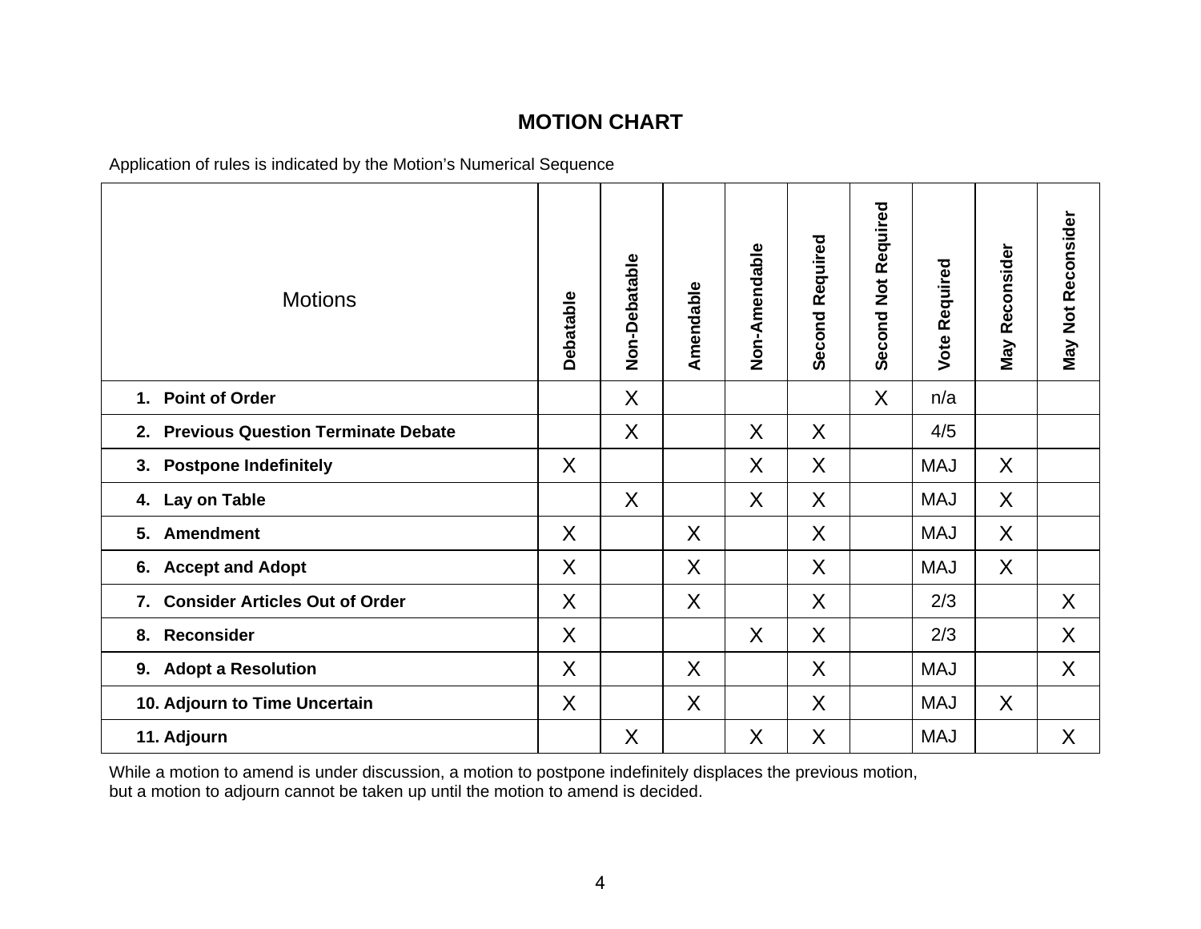# MOTION CHART

Application of rules is indicated by the Motion's Numerical Sequence

| Motions | Debatable | Non-Debatable | Amendable | Non-Amendable | Second Required | Second Not Required | Vote Required | May Reconsider | May Not Reconsider |
|---|---|---|---|---|---|---|---|---|---|
| **1. Point of Order** | | X | | | | X | n/a | | |
| **2. Previous Question Terminate Debate** | | X | | X | X | | 4/5 | | |
| **3. Postpone Indefinitely** | X | | | X | X | | MAJ | X | |
| **4. Lay on Table** | | X | | X | X | | MAJ | X | |
| **5. Amendment** | X | | X | | X | | MAJ | X | |
| **6. Accept and Adopt** | X | | X | | X | | MAJ | X | |
| **7. Consider Articles Out of Order** | X | | X | | X | | 2/3 | | X |
| **8. Reconsider** | X | | | X | X | | 2/3 | | X |
| **9. Adopt a Resolution** | X | | X | | X | | MAJ | | X |
| **10. Adjourn to Time Uncertain** | X | | X | | X | | MAJ | X | |
| **11. Adjourn** | | X | | X | X | | MAJ | | X |

While a motion to amend is under discussion, a motion to postpone indefinitely displaces the previous motion, but a motion to adjourn cannot be taken up until the motion to amend is decided.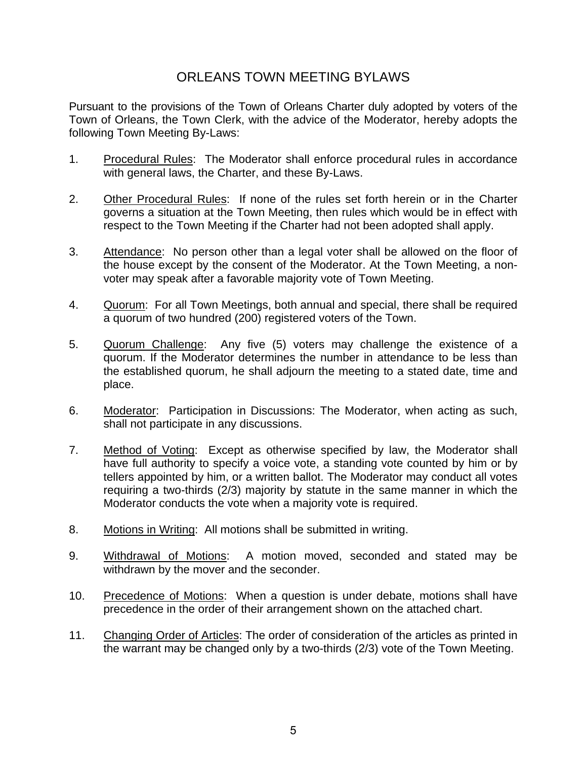# ORLEANS TOWN MEETING BYLAWS

Pursuant to the provisions of the Town of Orleans Charter duly adopted by voters of the Town of Orleans, the Town Clerk, with the advice of the Moderator, hereby adopts the following Town Meeting By-Laws:

1. Procedural Rules: The Moderator shall enforce procedural rules in accordance with general laws, the Charter, and these By-Laws.

2. Other Procedural Rules: If none of the rules set forth herein or in the Charter governs a situation at the Town Meeting, then rules which would be in effect with respect to the Town Meeting if the Charter had not been adopted shall apply.

3. Attendance: No person other than a legal voter shall be allowed on the floor of the house except by the consent of the Moderator. At the Town Meeting, a non-voter may speak after a favorable majority vote of Town Meeting.

4. Quorum: For all Town Meetings, both annual and special, there shall be required a quorum of two hundred (200) registered voters of the Town.

5. Quorum Challenge: Any five (5) voters may challenge the existence of a quorum. If the Moderator determines the number in attendance to be less than the established quorum, he shall adjourn the meeting to a stated date, time and place.

6. Moderator: Participation in Discussions: The Moderator, when acting as such, shall not participate in any discussions.

7. Method of Voting: Except as otherwise specified by law, the Moderator shall have full authority to specify a voice vote, a standing vote counted by him or by tellers appointed by him, or a written ballot. The Moderator may conduct all votes requiring a two-thirds (2/3) majority by statute in the same manner in which the Moderator conducts the vote when a majority vote is required.

8. Motions in Writing: All motions shall be submitted in writing.

9. Withdrawal of Motions: A motion moved, seconded and stated may be withdrawn by the mover and the seconder.

10. Precedence of Motions: When a question is under debate, motions shall have precedence in the order of their arrangement shown on the attached chart.

11. Changing Order of Articles: The order of consideration of the articles as printed in the warrant may be changed only by a two-thirds (2/3) vote of the Town Meeting.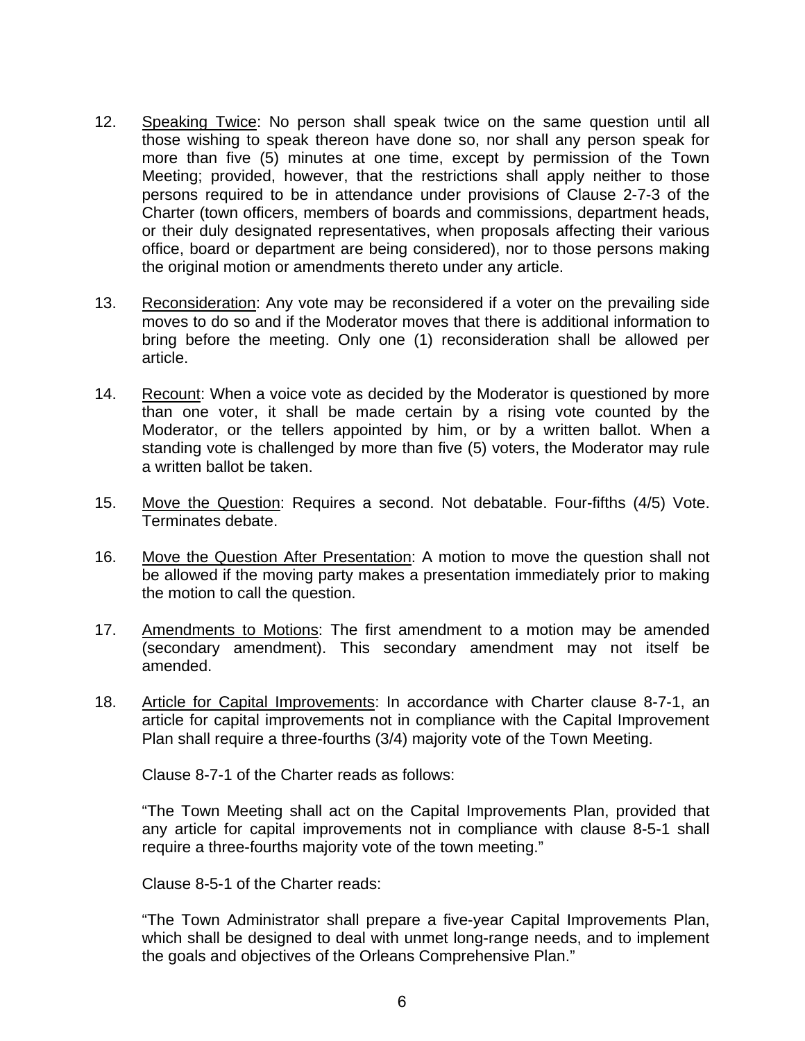12. Speaking Twice: No person shall speak twice on the same question until all those wishing to speak thereon have done so, nor shall any person speak for more than five (5) minutes at one time, except by permission of the Town Meeting; provided, however, that the restrictions shall apply neither to those persons required to be in attendance under provisions of Clause 2-7-3 of the Charter (town officers, members of boards and commissions, department heads, or their duly designated representatives, when proposals affecting their various office, board or department are being considered), nor to those persons making the original motion or amendments thereto under any article.

13. Reconsideration: Any vote may be reconsidered if a voter on the prevailing side moves to do so and if the Moderator moves that there is additional information to bring before the meeting. Only one (1) reconsideration shall be allowed per article.

14. Recount: When a voice vote as decided by the Moderator is questioned by more than one voter, it shall be made certain by a rising vote counted by the Moderator, or the tellers appointed by him, or by a written ballot. When a standing vote is challenged by more than five (5) voters, the Moderator may rule a written ballot be taken.

15. Move the Question: Requires a second. Not debatable. Four-fifths (4/5) Vote. Terminates debate.

16. Move the Question After Presentation: A motion to move the question shall not be allowed if the moving party makes a presentation immediately prior to making the motion to call the question.

17. Amendments to Motions: The first amendment to a motion may be amended (secondary amendment). This secondary amendment may not itself be amended.

18. Article for Capital Improvements: In accordance with Charter clause 8-7-1, an article for capital improvements not in compliance with the Capital Improvement Plan shall require a three-fourths (3/4) majority vote of the Town Meeting.

    Clause 8-7-1 of the Charter reads as follows:

    "The Town Meeting shall act on the Capital Improvements Plan, provided that any article for capital improvements not in compliance with clause 8-5-1 shall require a three-fourths majority vote of the town meeting."

    Clause 8-5-1 of the Charter reads:

    "The Town Administrator shall prepare a five-year Capital Improvements Plan, which shall be designed to deal with unmet long-range needs, and to implement the goals and objectives of the Orleans Comprehensive Plan."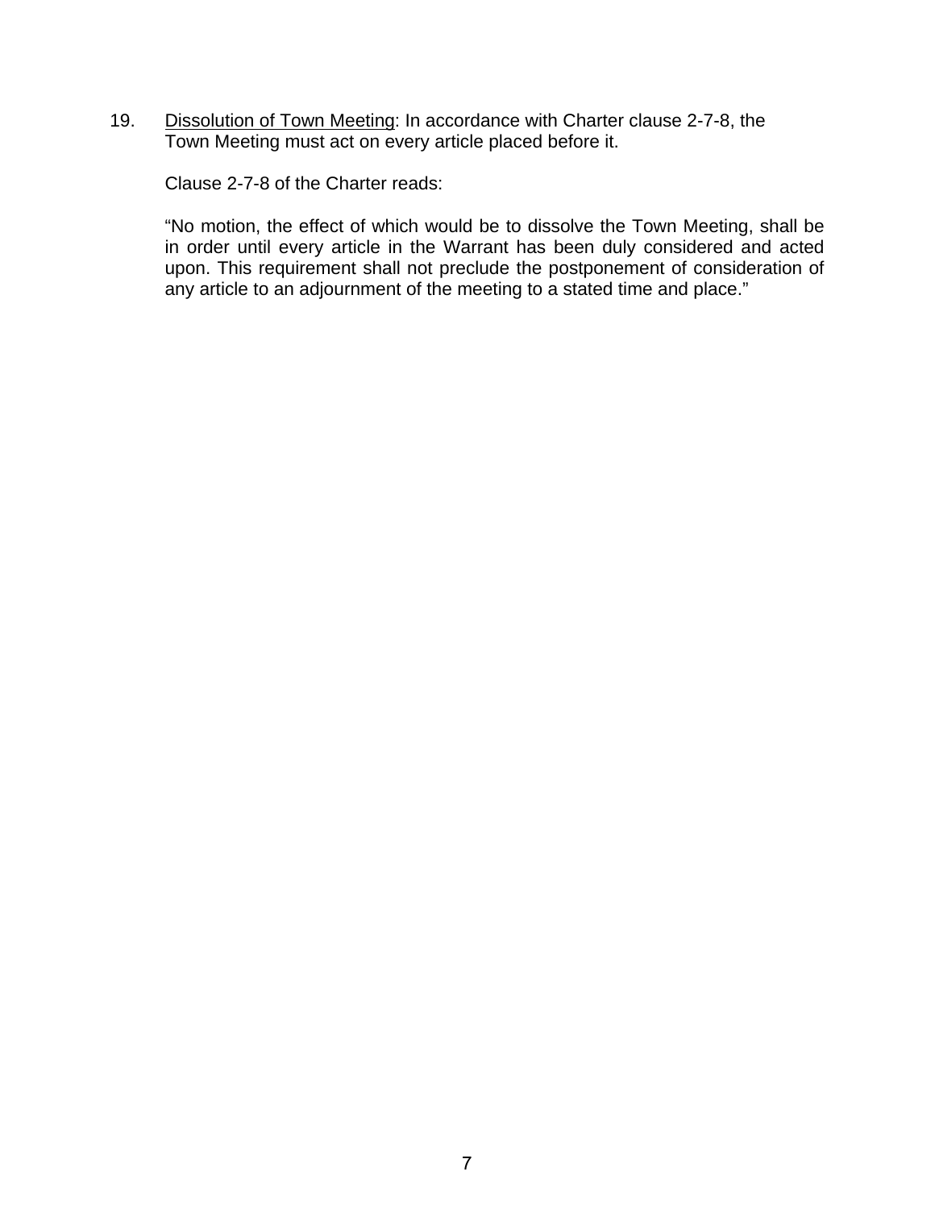19. Dissolution of Town Meeting: In accordance with Charter clause 2-7-8, the Town Meeting must act on every article placed before it.

    Clause 2-7-8 of the Charter reads:

    "No motion, the effect of which would be to dissolve the Town Meeting, shall be in order until every article in the Warrant has been duly considered and acted upon. This requirement shall not preclude the postponement of consideration of any article to an adjournment of the meeting to a stated time and place."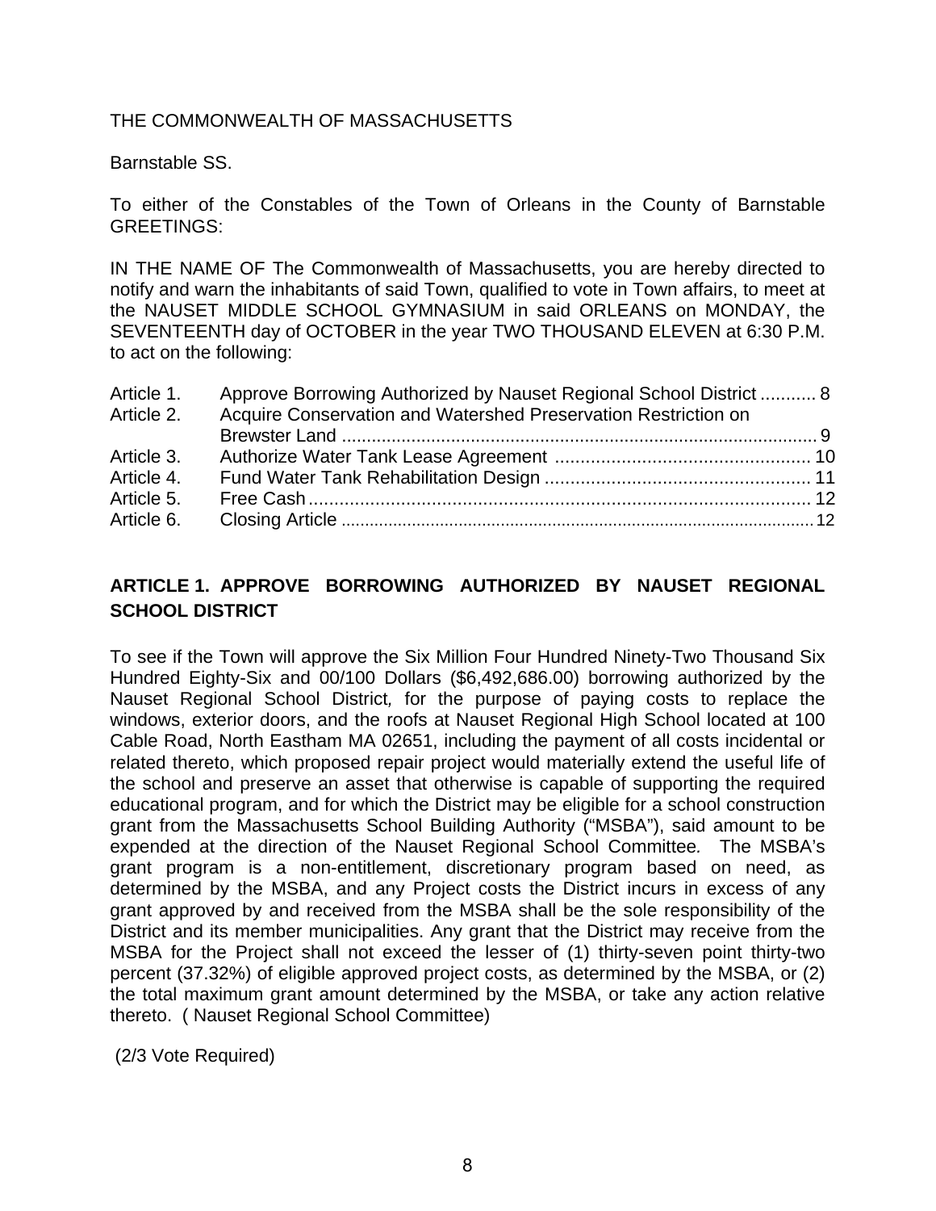THE COMMONWEALTH OF MASSACHUSETTS

Barnstable SS.

To either of the Constables of the Town of Orleans in the County of Barnstable GREETINGS:

IN THE NAME OF The Commonwealth of Massachusetts, you are hereby directed to notify and warn the inhabitants of said Town, qualified to vote in Town affairs, to meet at the NAUSET MIDDLE SCHOOL GYMNASIUM in said ORLEANS on MONDAY, the SEVENTEENTH day of OCTOBER in the year TWO THOUSAND ELEVEN at 6:30 P.M. to act on the following:

| | | |
|---|---|---|
| Article 1. | Approve Borrowing Authorized by Nauset Regional School District | 8 |
| Article 2. | Acquire Conservation and Watershed Preservation Restriction on Brewster Land | 9 |
| Article 3. | Authorize Water Tank Lease Agreement | 10 |
| Article 4. | Fund Water Tank Rehabilitation Design | 11 |
| Article 5. | Free Cash | 12 |
| Article 6. | Closing Article | 12 |

## ARTICLE 1. APPROVE BORROWING AUTHORIZED BY NAUSET REGIONAL SCHOOL DISTRICT

To see if the Town will approve the Six Million Four Hundred Ninety-Two Thousand Six Hundred Eighty-Six and 00/100 Dollars ($6,492,686.00) borrowing authorized by the Nauset Regional School District, for the purpose of paying costs to replace the windows, exterior doors, and the roofs at Nauset Regional High School located at 100 Cable Road, North Eastham MA 02651, including the payment of all costs incidental or related thereto, which proposed repair project would materially extend the useful life of the school and preserve an asset that otherwise is capable of supporting the required educational program, and for which the District may be eligible for a school construction grant from the Massachusetts School Building Authority ("MSBA"), said amount to be expended at the direction of the Nauset Regional School Committee. The MSBA's grant program is a non-entitlement, discretionary program based on need, as determined by the MSBA, and any Project costs the District incurs in excess of any grant approved by and received from the MSBA shall be the sole responsibility of the District and its member municipalities. Any grant that the District may receive from the MSBA for the Project shall not exceed the lesser of (1) thirty-seven point thirty-two percent (37.32%) of eligible approved project costs, as determined by the MSBA, or (2) the total maximum grant amount determined by the MSBA, or take any action relative thereto. ( Nauset Regional School Committee)

(2/3 Vote Required)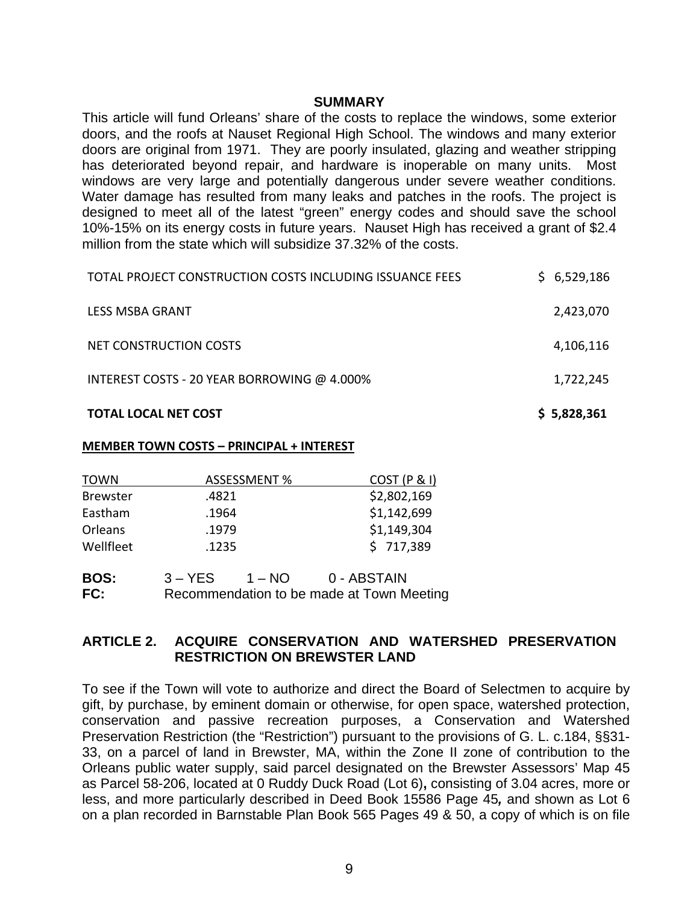**SUMMARY**

This article will fund Orleans' share of the costs to replace the windows, some exterior doors, and the roofs at Nauset Regional High School. The windows and many exterior doors are original from 1971. They are poorly insulated, glazing and weather stripping has deteriorated beyond repair, and hardware is inoperable on many units. Most windows are very large and potentially dangerous under severe weather conditions. Water damage has resulted from many leaks and patches in the roofs. The project is designed to meet all of the latest "green" energy codes and should save the school 10%-15% on its energy costs in future years. Nauset High has received a grant of $2.4 million from the state which will subsidize 37.32% of the costs.

| | |
|---|---|
| TOTAL PROJECT CONSTRUCTION COSTS INCLUDING ISSUANCE FEES | $ 6,529,186 |
| LESS MSBA GRANT | 2,423,070 |
| NET CONSTRUCTION COSTS | 4,106,116 |
| INTEREST COSTS - 20 YEAR BORROWING @ 4.000% | 1,722,245 |
| **TOTAL LOCAL NET COST** | **$ 5,828,361** |

**MEMBER TOWN COSTS – PRINCIPAL + INTEREST**

| TOWN | ASSESSMENT % | COST (P & I) |
|---|---|---|
| Brewster | .4821 | $2,802,169 |
| Eastham | .1964 | $1,142,699 |
| Orleans | .1979 | $1,149,304 |
| Wellfleet | .1235 | $ 717,389 |

**BOS:** 3 – YES 1 – NO 0 - ABSTAIN
**FC:** Recommendation to be made at Town Meeting

## ARTICLE 2. ACQUIRE CONSERVATION AND WATERSHED PRESERVATION RESTRICTION ON BREWSTER LAND

To see if the Town will vote to authorize and direct the Board of Selectmen to acquire by gift, by purchase, by eminent domain or otherwise, for open space, watershed protection, conservation and passive recreation purposes, a Conservation and Watershed Preservation Restriction (the "Restriction") pursuant to the provisions of G. L. c.184, §§31-33, on a parcel of land in Brewster, MA, within the Zone II zone of contribution to the Orleans public water supply, said parcel designated on the Brewster Assessors' Map 45 as Parcel 58-206, located at 0 Ruddy Duck Road (Lot 6)**,** consisting of 3.04 acres, more or less, and more particularly described in Deed Book 15586 Page 45*,* and shown as Lot 6 on a plan recorded in Barnstable Plan Book 565 Pages 49 & 50, a copy of which is on file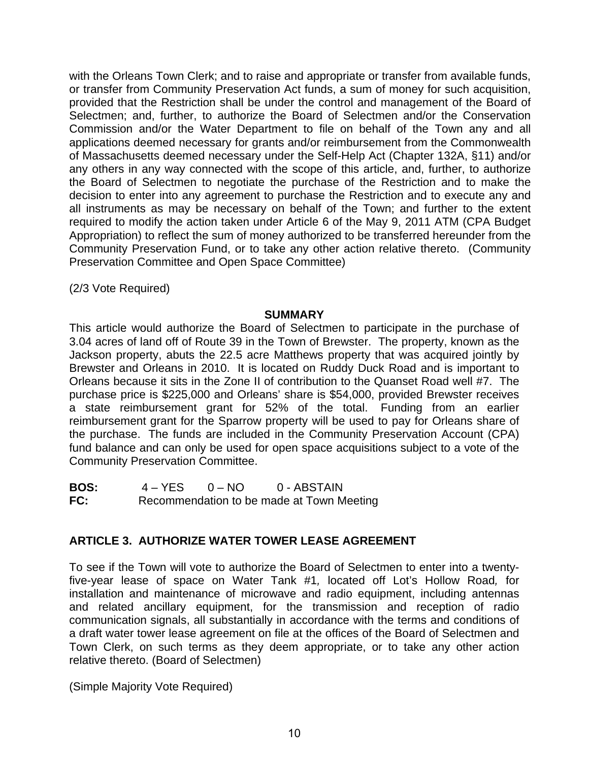with the Orleans Town Clerk; and to raise and appropriate or transfer from available funds, or transfer from Community Preservation Act funds, a sum of money for such acquisition, provided that the Restriction shall be under the control and management of the Board of Selectmen; and, further, to authorize the Board of Selectmen and/or the Conservation Commission and/or the Water Department to file on behalf of the Town any and all applications deemed necessary for grants and/or reimbursement from the Commonwealth of Massachusetts deemed necessary under the Self-Help Act (Chapter 132A, §11) and/or any others in any way connected with the scope of this article, and, further, to authorize the Board of Selectmen to negotiate the purchase of the Restriction and to make the decision to enter into any agreement to purchase the Restriction and to execute any and all instruments as may be necessary on behalf of the Town; and further to the extent required to modify the action taken under Article 6 of the May 9, 2011 ATM (CPA Budget Appropriation) to reflect the sum of money authorized to be transferred hereunder from the Community Preservation Fund, or to take any other action relative thereto. (Community Preservation Committee and Open Space Committee)

(2/3 Vote Required)

**SUMMARY**

This article would authorize the Board of Selectmen to participate in the purchase of 3.04 acres of land off of Route 39 in the Town of Brewster. The property, known as the Jackson property, abuts the 22.5 acre Matthews property that was acquired jointly by Brewster and Orleans in 2010. It is located on Ruddy Duck Road and is important to Orleans because it sits in the Zone II of contribution to the Quanset Road well #7. The purchase price is $225,000 and Orleans' share is $54,000, provided Brewster receives a state reimbursement grant for 52% of the total. Funding from an earlier reimbursement grant for the Sparrow property will be used to pay for Orleans share of the purchase. The funds are included in the Community Preservation Account (CPA) fund balance and can only be used for open space acquisitions subject to a vote of the Community Preservation Committee.

**BOS:** 4 – YES 0 – NO 0 - ABSTAIN
**FC:** Recommendation to be made at Town Meeting

## ARTICLE 3. AUTHORIZE WATER TOWER LEASE AGREEMENT

To see if the Town will vote to authorize the Board of Selectmen to enter into a twenty-five-year lease of space on Water Tank #1, located off Lot's Hollow Road, for installation and maintenance of microwave and radio equipment, including antennas and related ancillary equipment, for the transmission and reception of radio communication signals, all substantially in accordance with the terms and conditions of a draft water tower lease agreement on file at the offices of the Board of Selectmen and Town Clerk, on such terms as they deem appropriate, or to take any other action relative thereto. (Board of Selectmen)

(Simple Majority Vote Required)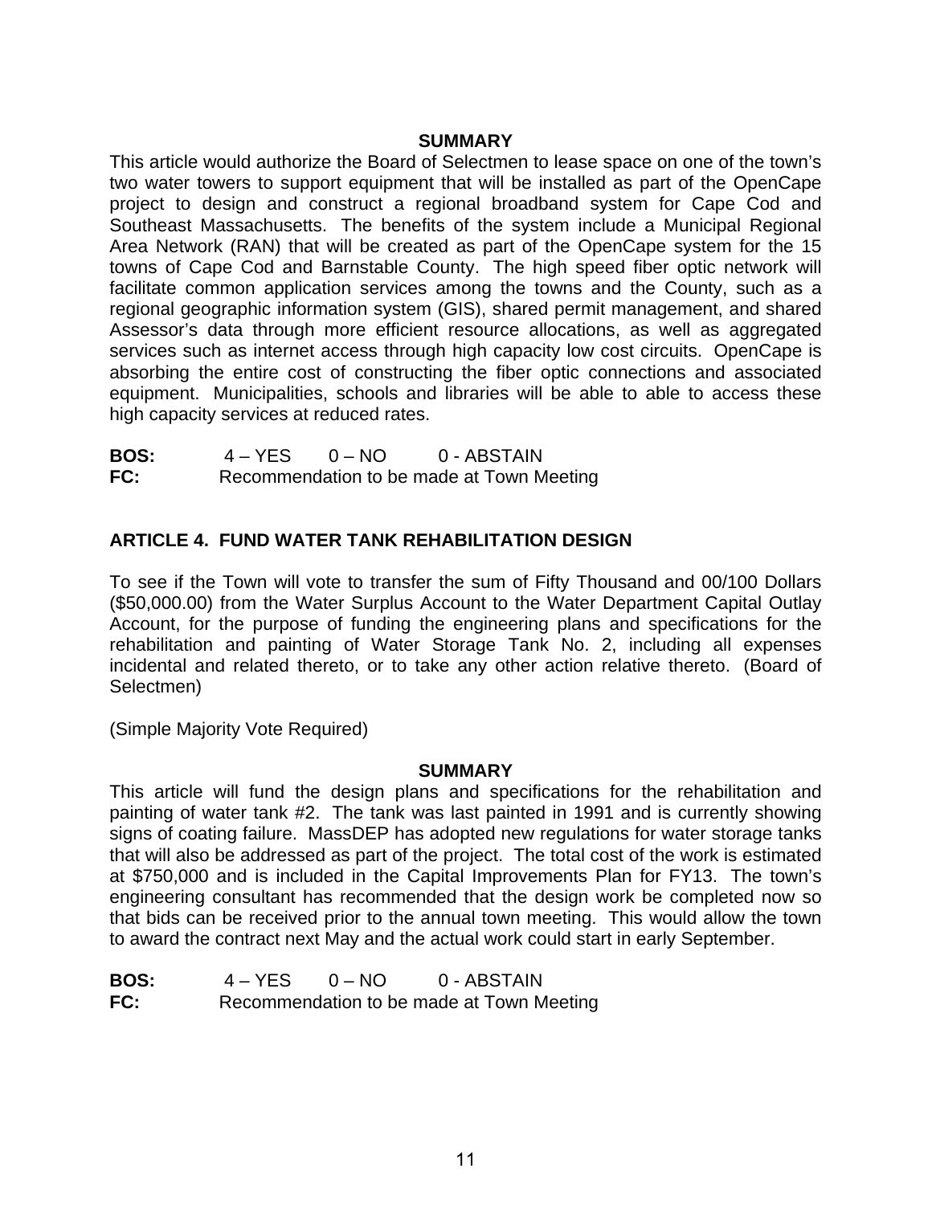**SUMMARY**

This article would authorize the Board of Selectmen to lease space on one of the town's two water towers to support equipment that will be installed as part of the OpenCape project to design and construct a regional broadband system for Cape Cod and Southeast Massachusetts. The benefits of the system include a Municipal Regional Area Network (RAN) that will be created as part of the OpenCape system for the 15 towns of Cape Cod and Barnstable County. The high speed fiber optic network will facilitate common application services among the towns and the County, such as a regional geographic information system (GIS), shared permit management, and shared Assessor's data through more efficient resource allocations, as well as aggregated services such as internet access through high capacity low cost circuits. OpenCape is absorbing the entire cost of constructing the fiber optic connections and associated equipment. Municipalities, schools and libraries will be able to able to access these high capacity services at reduced rates.

**BOS:** 4 – YES 0 – NO 0 - ABSTAIN
**FC:** Recommendation to be made at Town Meeting

## ARTICLE 4. FUND WATER TANK REHABILITATION DESIGN

To see if the Town will vote to transfer the sum of Fifty Thousand and 00/100 Dollars ($50,000.00) from the Water Surplus Account to the Water Department Capital Outlay Account, for the purpose of funding the engineering plans and specifications for the rehabilitation and painting of Water Storage Tank No. 2, including all expenses incidental and related thereto, or to take any other action relative thereto. (Board of Selectmen)

(Simple Majority Vote Required)

**SUMMARY**

This article will fund the design plans and specifications for the rehabilitation and painting of water tank #2. The tank was last painted in 1991 and is currently showing signs of coating failure. MassDEP has adopted new regulations for water storage tanks that will also be addressed as part of the project. The total cost of the work is estimated at $750,000 and is included in the Capital Improvements Plan for FY13. The town's engineering consultant has recommended that the design work be completed now so that bids can be received prior to the annual town meeting. This would allow the town to award the contract next May and the actual work could start in early September.

**BOS:** 4 – YES 0 – NO 0 - ABSTAIN
**FC:** Recommendation to be made at Town Meeting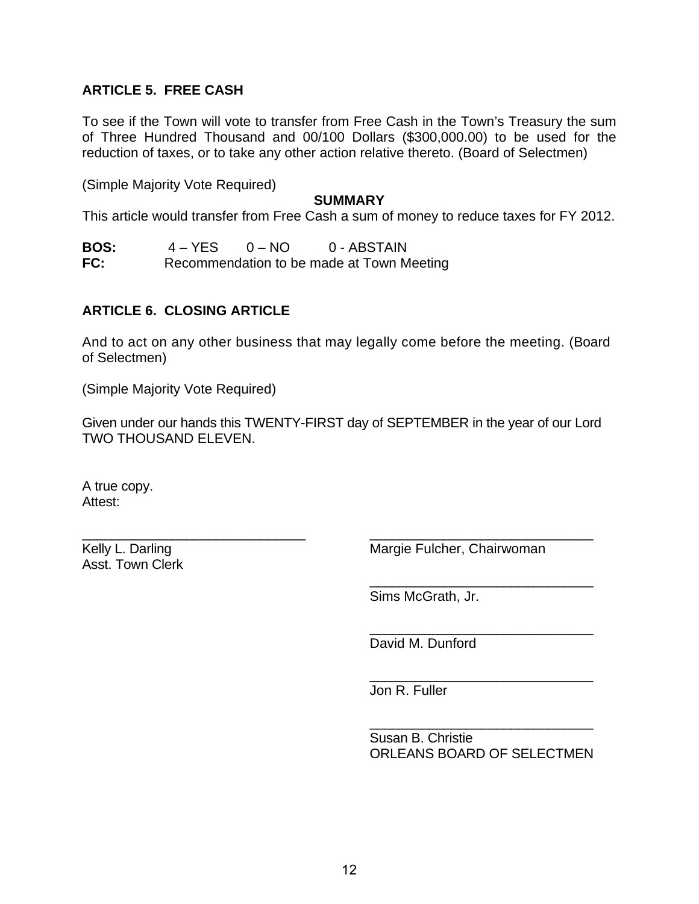### ARTICLE 5. FREE CASH

To see if the Town will vote to transfer from Free Cash in the Town's Treasury the sum of Three Hundred Thousand and 00/100 Dollars ($300,000.00) to be used for the reduction of taxes, or to take any other action relative thereto. (Board of Selectmen)

(Simple Majority Vote Required)

**SUMMARY**

This article would transfer from Free Cash a sum of money to reduce taxes for FY 2012.

**BOS:** 4 – YES 0 – NO 0 - ABSTAIN
**FC:** Recommendation to be made at Town Meeting

### ARTICLE 6. CLOSING ARTICLE

And to act on any other business that may legally come before the meeting. (Board of Selectmen)

(Simple Majority Vote Required)

Given under our hands this TWENTY-FIRST day of SEPTEMBER in the year of our Lord TWO THOUSAND ELEVEN.

A true copy.
Attest:

______________________________
Kelly L. Darling
Asst. Town Clerk

______________________________
Margie Fulcher, Chairwoman

______________________________
Sims McGrath, Jr.

______________________________
David M. Dunford

______________________________
Jon R. Fuller

______________________________
Susan B. Christie
ORLEANS BOARD OF SELECTMEN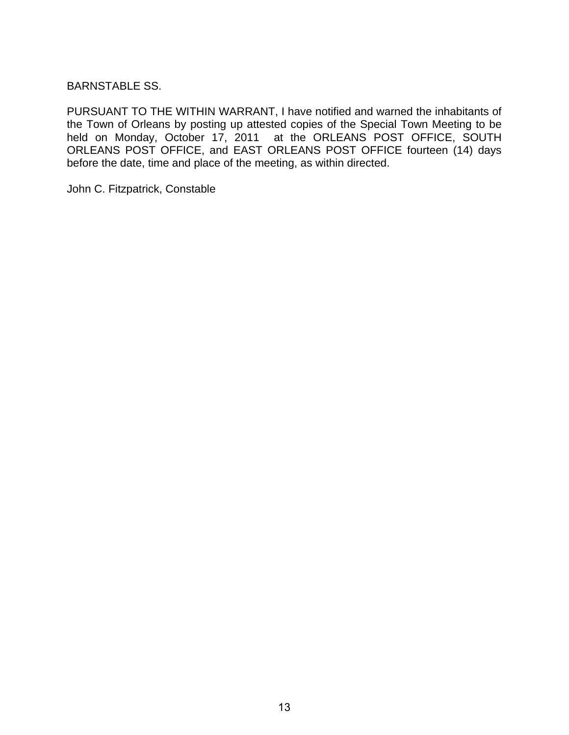BARNSTABLE SS.

PURSUANT TO THE WITHIN WARRANT, I have notified and warned the inhabitants of the Town of Orleans by posting up attested copies of the Special Town Meeting to be held on Monday, October 17, 2011 at the ORLEANS POST OFFICE, SOUTH ORLEANS POST OFFICE, and EAST ORLEANS POST OFFICE fourteen (14) days before the date, time and place of the meeting, as within directed.

John C. Fitzpatrick, Constable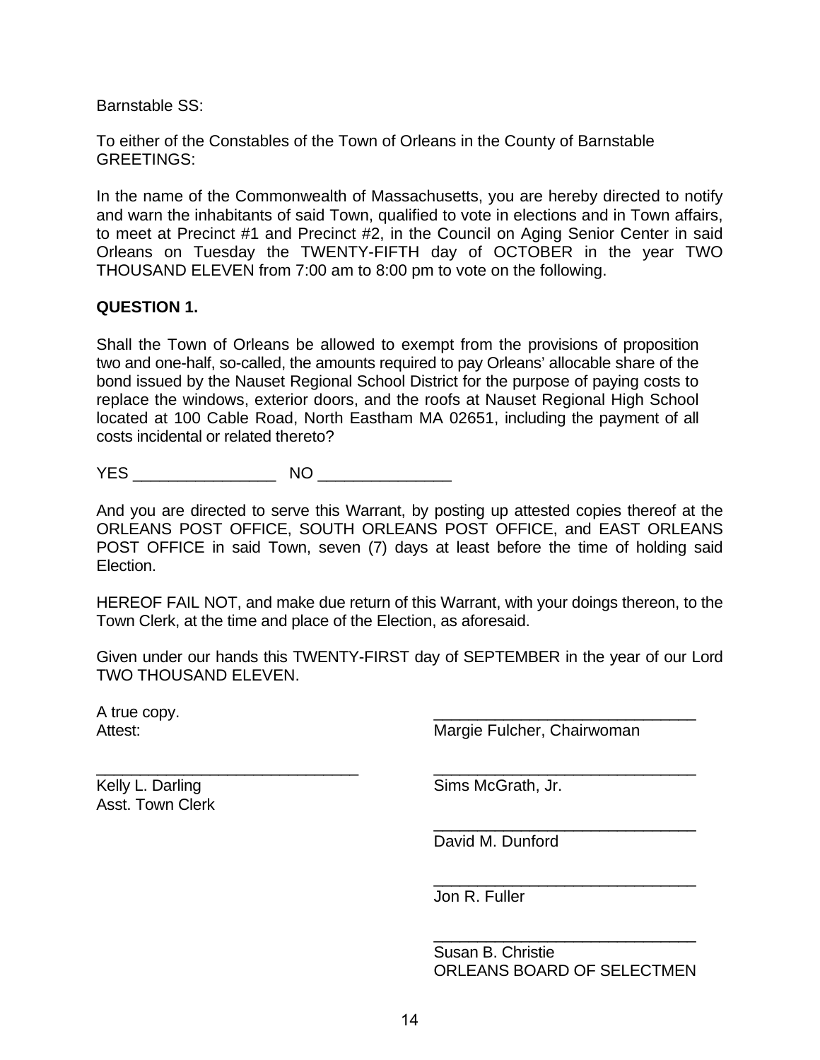Barnstable SS:

To either of the Constables of the Town of Orleans in the County of Barnstable GREETINGS:

In the name of the Commonwealth of Massachusetts, you are hereby directed to notify and warn the inhabitants of said Town, qualified to vote in elections and in Town affairs, to meet at Precinct #1 and Precinct #2, in the Council on Aging Senior Center in said Orleans on Tuesday the TWENTY-FIFTH day of OCTOBER in the year TWO THOUSAND ELEVEN from 7:00 am to 8:00 pm to vote on the following.

**QUESTION 1.**

Shall the Town of Orleans be allowed to exempt from the provisions of proposition two and one-half, so-called, the amounts required to pay Orleans' allocable share of the bond issued by the Nauset Regional School District for the purpose of paying costs to replace the windows, exterior doors, and the roofs at Nauset Regional High School located at 100 Cable Road, North Eastham MA 02651, including the payment of all costs incidental or related thereto?

YES ________________ NO _______________

And you are directed to serve this Warrant, by posting up attested copies thereof at the ORLEANS POST OFFICE, SOUTH ORLEANS POST OFFICE, and EAST ORLEANS POST OFFICE in said Town, seven (7) days at least before the time of holding said Election.

HEREOF FAIL NOT, and make due return of this Warrant, with your doings thereon, to the Town Clerk, at the time and place of the Election, as aforesaid.

Given under our hands this TWENTY-FIRST day of SEPTEMBER in the year of our Lord TWO THOUSAND ELEVEN.

A true copy.
Attest:

_______________________________
Kelly L. Darling
Asst. Town Clerk

_______________________________
Margie Fulcher, Chairwoman

_______________________________
Sims McGrath, Jr.

_______________________________
David M. Dunford

_______________________________
Jon R. Fuller

_______________________________
Susan B. Christie
ORLEANS BOARD OF SELECTMEN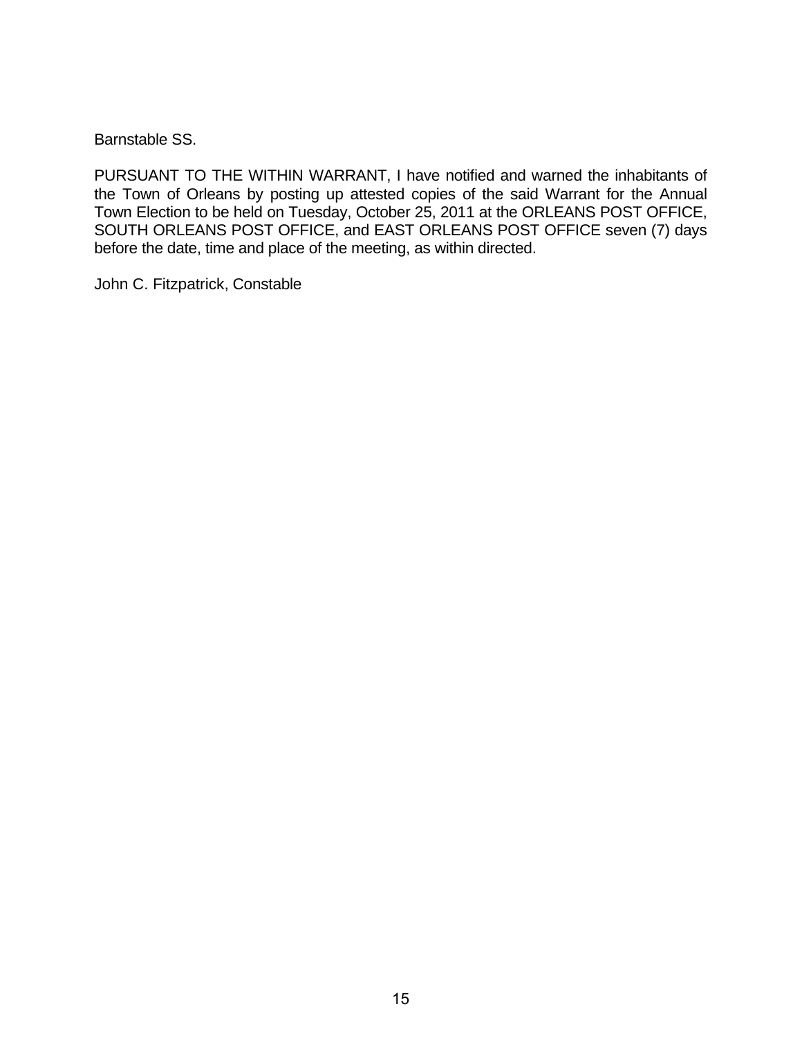Barnstable SS.

PURSUANT TO THE WITHIN WARRANT, I have notified and warned the inhabitants of the Town of Orleans by posting up attested copies of the said Warrant for the Annual Town Election to be held on Tuesday, October 25, 2011 at the ORLEANS POST OFFICE, SOUTH ORLEANS POST OFFICE, and EAST ORLEANS POST OFFICE seven (7) days before the date, time and place of the meeting, as within directed.

John C. Fitzpatrick, Constable